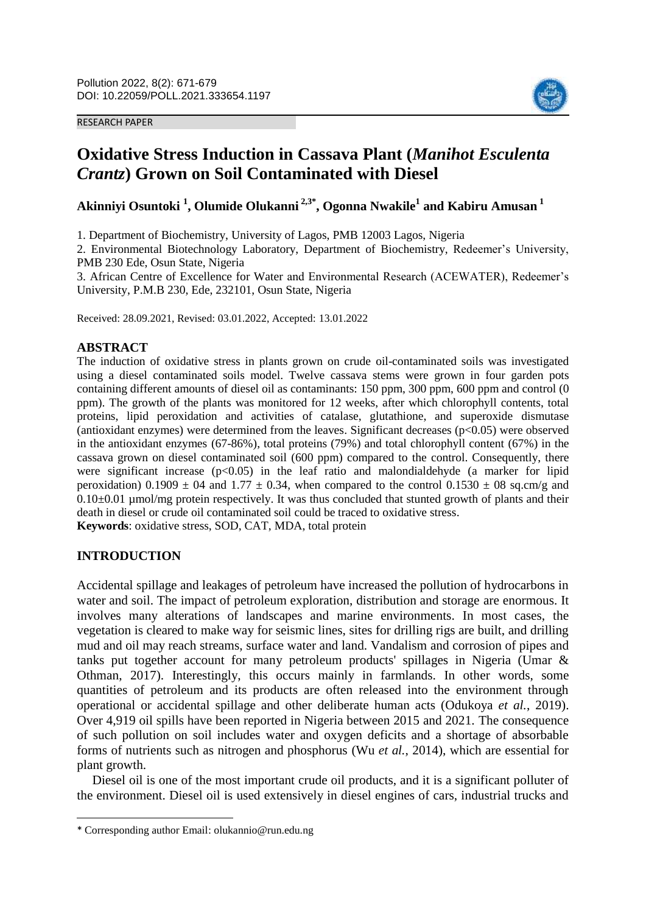Pollution 2022, 8(2): 671-679
DOI: 10.22059/POLL.2021.333654.1197

RESEARCH PAPER

# Oxidative Stress Induction in Cassava Plant (*Manihot Esculenta Crantz*) Grown on Soil Contaminated with Diesel

**Akinniyi Osuntoki [1], Olumide Olukanni [2,3*], Ogonna Nwakile[1] and Kabiru Amusan [1]**

1. Department of Biochemistry, University of Lagos, PMB 12003 Lagos, Nigeria

2. Environmental Biotechnology Laboratory, Department of Biochemistry, Redeemer's University, PMB 230 Ede, Osun State, Nigeria

3. African Centre of Excellence for Water and Environmental Research (ACEWATER), Redeemer's University, P.M.B 230, Ede, 232101, Osun State, Nigeria

Received: 28.09.2021, Revised: 03.01.2022, Accepted: 13.01.2022

## ABSTRACT

The induction of oxidative stress in plants grown on crude oil-contaminated soils was investigated using a diesel contaminated soils model. Twelve cassava stems were grown in four garden pots containing different amounts of diesel oil as contaminants: 150 ppm, 300 ppm, 600 ppm and control (0 ppm). The growth of the plants was monitored for 12 weeks, after which chlorophyll contents, total proteins, lipid peroxidation and activities of catalase, glutathione, and superoxide dismutase (antioxidant enzymes) were determined from the leaves. Significant decreases ($p<0.05$) were observed in the antioxidant enzymes (67-86%), total proteins (79%) and total chlorophyll content (67%) in the cassava grown on diesel contaminated soil (600 ppm) compared to the control. Consequently, there were significant increase ($p<0.05$) in the leaf ratio and malondialdehyde (a marker for lipid peroxidation) $0.1909 \pm 04$ and $1.77 \pm 0.34$, when compared to the control $0.1530 \pm 08$ sq.cm/g and $0.10 \pm 0.01$ µmol/mg protein respectively. It was thus concluded that stunted growth of plants and their death in diesel or crude oil contaminated soil could be traced to oxidative stress.

**Keywords**: oxidative stress, SOD, CAT, MDA, total protein

## INTRODUCTION

Accidental spillage and leakages of petroleum have increased the pollution of hydrocarbons in water and soil. The impact of petroleum exploration, distribution and storage are enormous. It involves many alterations of landscapes and marine environments. In most cases, the vegetation is cleared to make way for seismic lines, sites for drilling rigs are built, and drilling mud and oil may reach streams, surface water and land. Vandalism and corrosion of pipes and tanks put together account for many petroleum products' spillages in Nigeria (Umar & Othman, 2017). Interestingly, this occurs mainly in farmlands. In other words, some quantities of petroleum and its products are often released into the environment through operational or accidental spillage and other deliberate human acts (Odukoya *et al.*, 2019). Over 4,919 oil spills have been reported in Nigeria between 2015 and 2021. The consequence of such pollution on soil includes water and oxygen deficits and a shortage of absorbable forms of nutrients such as nitrogen and phosphorus (Wu *et al.*, 2014), which are essential for plant growth.

Diesel oil is one of the most important crude oil products, and it is a significant polluter of the environment. Diesel oil is used extensively in diesel engines of cars, industrial trucks and

\* Corresponding author Email: olukannio@run.edu.ng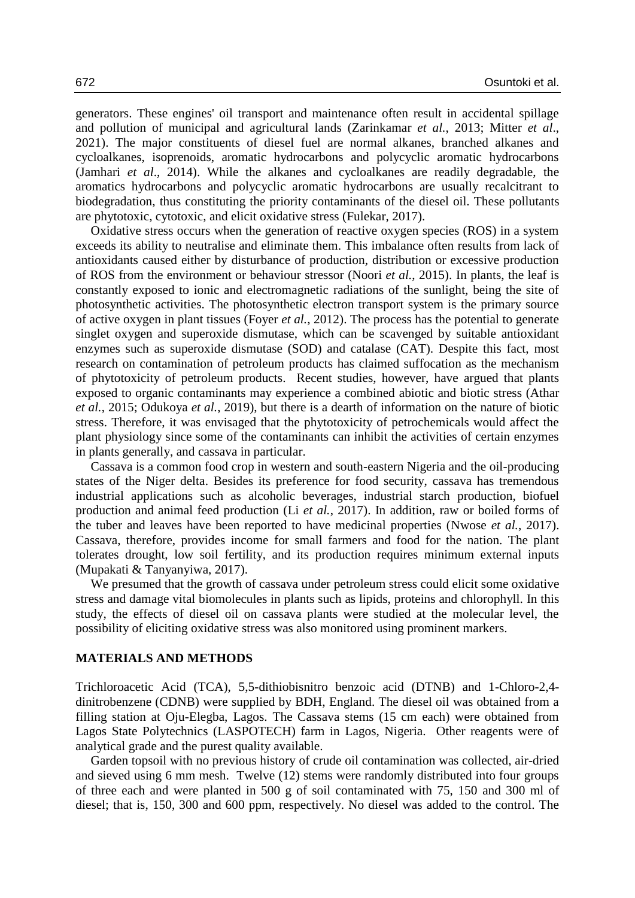generators. These engines' oil transport and maintenance often result in accidental spillage and pollution of municipal and agricultural lands (Zarinkamar *et al.*, 2013; Mitter *et al*., 2021). The major constituents of diesel fuel are normal alkanes, branched alkanes and cycloalkanes, isoprenoids, aromatic hydrocarbons and polycyclic aromatic hydrocarbons (Jamhari *et al*., 2014). While the alkanes and cycloalkanes are readily degradable, the aromatics hydrocarbons and polycyclic aromatic hydrocarbons are usually recalcitrant to biodegradation, thus constituting the priority contaminants of the diesel oil. These pollutants are phytotoxic, cytotoxic, and elicit oxidative stress (Fulekar, 2017).

Oxidative stress occurs when the generation of reactive oxygen species (ROS) in a system exceeds its ability to neutralise and eliminate them. This imbalance often results from lack of antioxidants caused either by disturbance of production, distribution or excessive production of ROS from the environment or behaviour stressor (Noori *et al.*, 2015). In plants, the leaf is constantly exposed to ionic and electromagnetic radiations of the sunlight, being the site of photosynthetic activities. The photosynthetic electron transport system is the primary source of active oxygen in plant tissues (Foyer *et al.*, 2012). The process has the potential to generate singlet oxygen and superoxide dismutase, which can be scavenged by suitable antioxidant enzymes such as superoxide dismutase (SOD) and catalase (CAT). Despite this fact, most research on contamination of petroleum products has claimed suffocation as the mechanism of phytotoxicity of petroleum products. Recent studies, however, have argued that plants exposed to organic contaminants may experience a combined abiotic and biotic stress (Athar *et al.*, 2015; Odukoya *et al.*, 2019), but there is a dearth of information on the nature of biotic stress. Therefore, it was envisaged that the phytotoxicity of petrochemicals would affect the plant physiology since some of the contaminants can inhibit the activities of certain enzymes in plants generally, and cassava in particular.

Cassava is a common food crop in western and south-eastern Nigeria and the oil-producing states of the Niger delta. Besides its preference for food security, cassava has tremendous industrial applications such as alcoholic beverages, industrial starch production, biofuel production and animal feed production (Li *et al.*, 2017). In addition, raw or boiled forms of the tuber and leaves have been reported to have medicinal properties (Nwose *et al.*, 2017). Cassava, therefore, provides income for small farmers and food for the nation. The plant tolerates drought, low soil fertility, and its production requires minimum external inputs (Mupakati & Tanyanyiwa, 2017).

We presumed that the growth of cassava under petroleum stress could elicit some oxidative stress and damage vital biomolecules in plants such as lipids, proteins and chlorophyll. In this study, the effects of diesel oil on cassava plants were studied at the molecular level, the possibility of eliciting oxidative stress was also monitored using prominent markers.

## MATERIALS AND METHODS

Trichloroacetic Acid (TCA), 5,5-dithiobisnitro benzoic acid (DTNB) and 1-Chloro-2,4-dinitrobenzene (CDNB) were supplied by BDH, England. The diesel oil was obtained from a filling station at Oju-Elegba, Lagos. The Cassava stems (15 cm each) were obtained from Lagos State Polytechnics (LASPOTECH) farm in Lagos, Nigeria. Other reagents were of analytical grade and the purest quality available.

Garden topsoil with no previous history of crude oil contamination was collected, air-dried and sieved using 6 mm mesh. Twelve (12) stems were randomly distributed into four groups of three each and were planted in 500 g of soil contaminated with 75, 150 and 300 ml of diesel; that is, 150, 300 and 600 ppm, respectively. No diesel was added to the control. The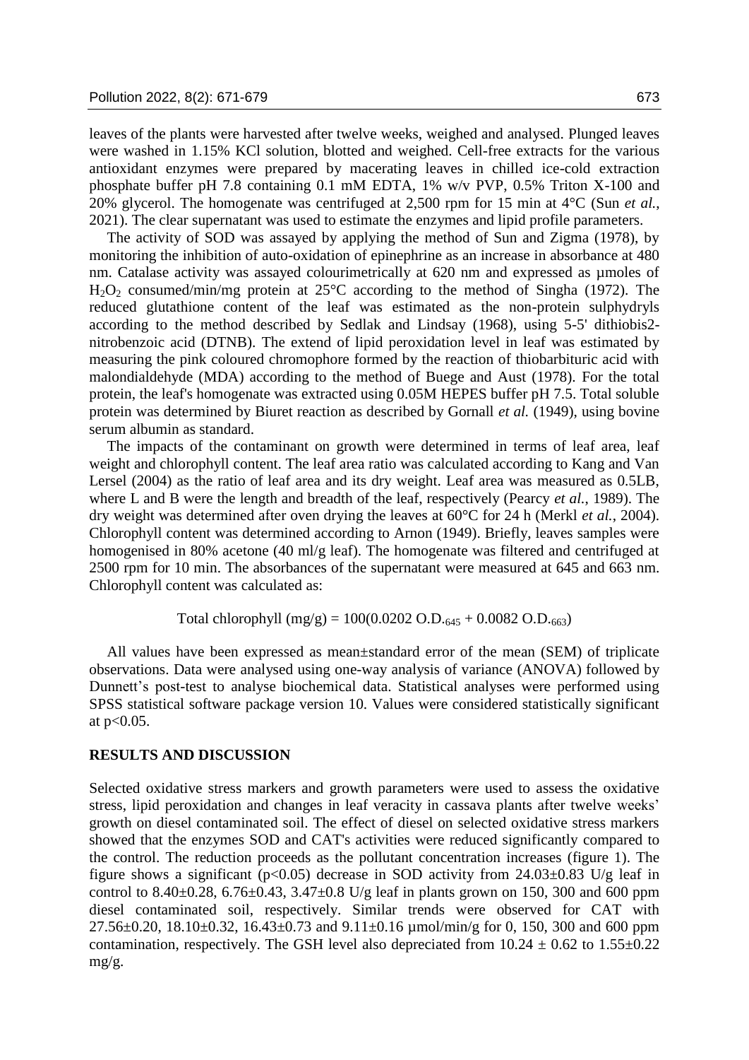leaves of the plants were harvested after twelve weeks, weighed and analysed. Plunged leaves were washed in 1.15% KCl solution, blotted and weighed. Cell-free extracts for the various antioxidant enzymes were prepared by macerating leaves in chilled ice-cold extraction phosphate buffer pH 7.8 containing 0.1 mM EDTA, 1% w/v PVP, 0.5% Triton X-100 and 20% glycerol. The homogenate was centrifuged at 2,500 rpm for 15 min at 4°C (Sun *et al.*, 2021). The clear supernatant was used to estimate the enzymes and lipid profile parameters.

The activity of SOD was assayed by applying the method of Sun and Zigma (1978), by monitoring the inhibition of auto-oxidation of epinephrine as an increase in absorbance at 480 nm. Catalase activity was assayed colourimetrically at 620 nm and expressed as µmoles of $H_2O_2$ consumed/min/mg protein at 25°C according to the method of Singha (1972). The reduced glutathione content of the leaf was estimated as the non-protein sulphydryls according to the method described by Sedlak and Lindsay (1968), using 5-5' dithiobis2-nitrobenzoic acid (DTNB). The extend of lipid peroxidation level in leaf was estimated by measuring the pink coloured chromophore formed by the reaction of thiobarbituric acid with malondialdehyde (MDA) according to the method of Buege and Aust (1978). For the total protein, the leaf's homogenate was extracted using 0.05M HEPES buffer pH 7.5. Total soluble protein was determined by Biuret reaction as described by Gornall *et al.* (1949), using bovine serum albumin as standard.

The impacts of the contaminant on growth were determined in terms of leaf area, leaf weight and chlorophyll content. The leaf area ratio was calculated according to Kang and Van Lersel (2004) as the ratio of leaf area and its dry weight. Leaf area was measured as 0.5LB, where L and B were the length and breadth of the leaf, respectively (Pearcy *et al.*, 1989). The dry weight was determined after oven drying the leaves at 60°C for 24 h (Merkl *et al.*, 2004). Chlorophyll content was determined according to Arnon (1949). Briefly, leaves samples were homogenised in 80% acetone (40 ml/g leaf). The homogenate was filtered and centrifuged at 2500 rpm for 10 min. The absorbances of the supernatant were measured at 645 and 663 nm. Chlorophyll content was calculated as:

$$\text{Total chlorophyll (mg/g)} = 100(0.0202\ \text{O.D.}_{645} + 0.0082\ \text{O.D.}_{663})$$

All values have been expressed as mean±standard error of the mean (SEM) of triplicate observations. Data were analysed using one-way analysis of variance (ANOVA) followed by Dunnett's post-test to analyse biochemical data. Statistical analyses were performed using SPSS statistical software package version 10. Values were considered statistically significant at $p<0.05$.

## RESULTS AND DISCUSSION

Selected oxidative stress markers and growth parameters were used to assess the oxidative stress, lipid peroxidation and changes in leaf veracity in cassava plants after twelve weeks' growth on diesel contaminated soil. The effect of diesel on selected oxidative stress markers showed that the enzymes SOD and CAT's activities were reduced significantly compared to the control. The reduction proceeds as the pollutant concentration increases (figure 1). The figure shows a significant ($p<0.05$) decrease in SOD activity from 24.03±0.83 U/g leaf in control to 8.40±0.28, 6.76±0.43, 3.47±0.8 U/g leaf in plants grown on 150, 300 and 600 ppm diesel contaminated soil, respectively. Similar trends were observed for CAT with 27.56±0.20, 18.10±0.32, 16.43±0.73 and 9.11±0.16 µmol/min/g for 0, 150, 300 and 600 ppm contamination, respectively. The GSH level also depreciated from 10.24 ± 0.62 to 1.55±0.22 mg/g.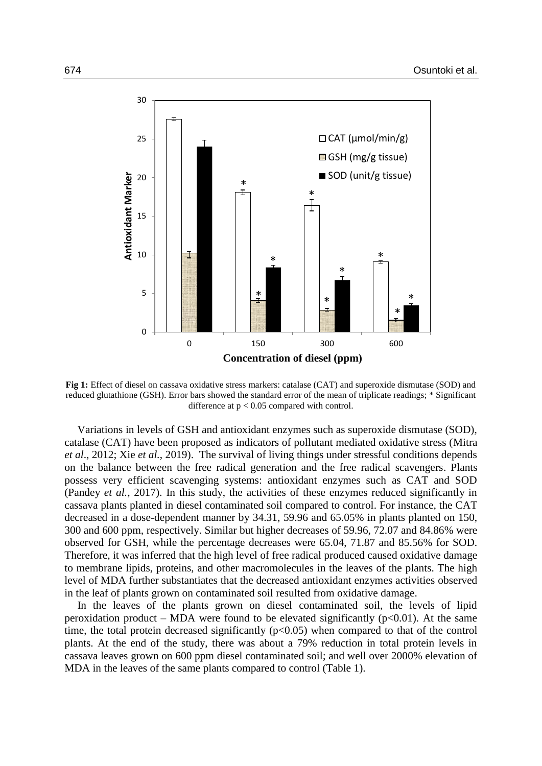**Fig 1:** Effect of diesel on cassava oxidative stress markers: catalase (CAT) and superoxide dismutase (SOD) and reduced glutathione (GSH). Error bars showed the standard error of the mean of triplicate readings; * Significant difference at $p < 0.05$ compared with control.

Variations in levels of GSH and antioxidant enzymes such as superoxide dismutase (SOD), catalase (CAT) have been proposed as indicators of pollutant mediated oxidative stress (Mitra *et al*., 2012; Xie *et al.*, 2019). The survival of living things under stressful conditions depends on the balance between the free radical generation and the free radical scavengers. Plants possess very efficient scavenging systems: antioxidant enzymes such as CAT and SOD (Pandey *et al.,* 2017). In this study, the activities of these enzymes reduced significantly in cassava plants planted in diesel contaminated soil compared to control. For instance, the CAT decreased in a dose-dependent manner by 34.31, 59.96 and 65.05% in plants planted on 150, 300 and 600 ppm, respectively. Similar but higher decreases of 59.96, 72.07 and 84.86% were observed for GSH, while the percentage decreases were 65.04, 71.87 and 85.56% for SOD. Therefore, it was inferred that the high level of free radical produced caused oxidative damage to membrane lipids, proteins, and other macromolecules in the leaves of the plants. The high level of MDA further substantiates that the decreased antioxidant enzymes activities observed in the leaf of plants grown on contaminated soil resulted from oxidative damage.

In the leaves of the plants grown on diesel contaminated soil, the levels of lipid peroxidation product – MDA were found to be elevated significantly ($p<0.01$). At the same time, the total protein decreased significantly ($p<0.05$) when compared to that of the control plants. At the end of the study, there was about a 79% reduction in total protein levels in cassava leaves grown on 600 ppm diesel contaminated soil; and well over 2000% elevation of MDA in the leaves of the same plants compared to control (Table 1).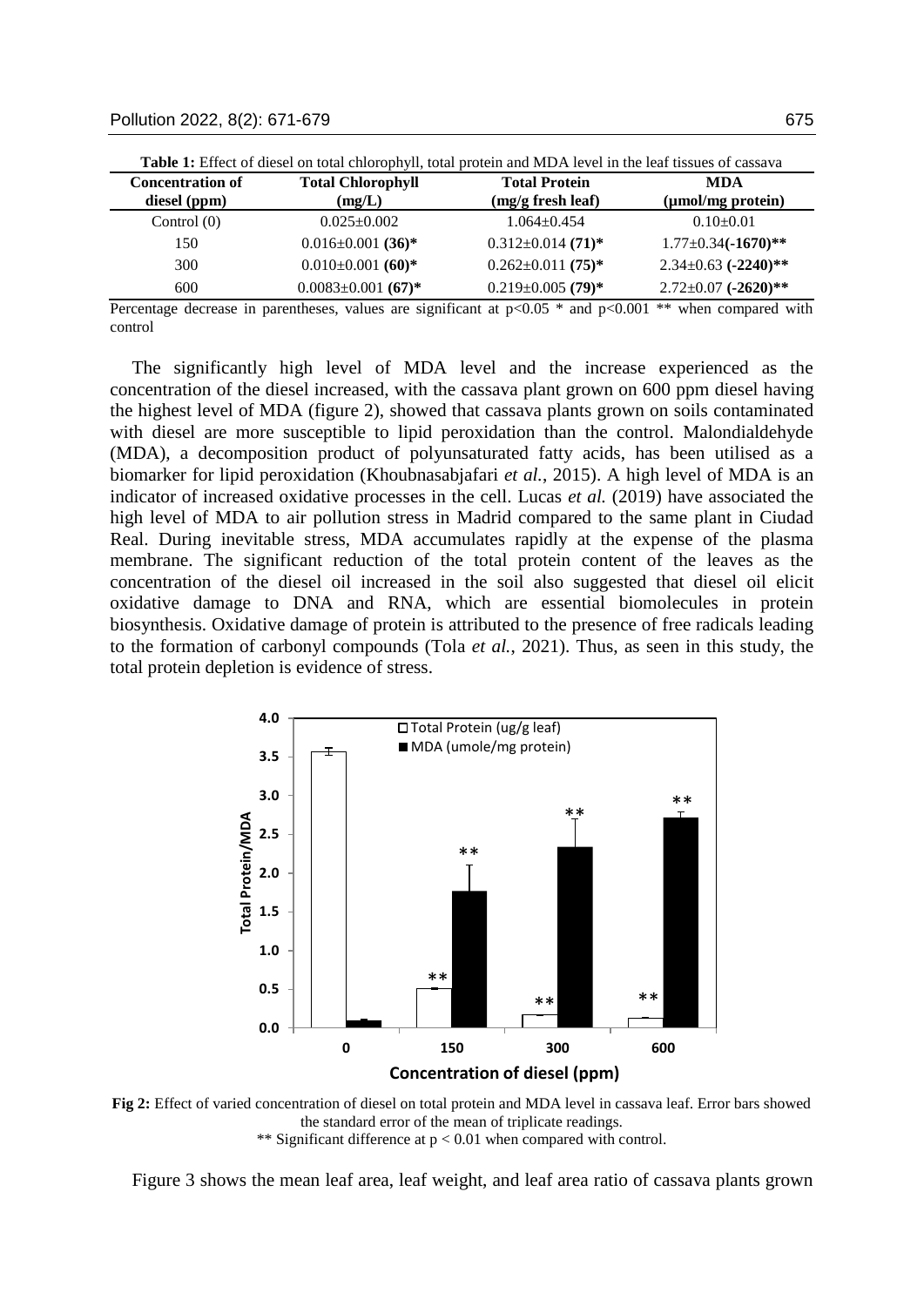**Table 1:** Effect of diesel on total chlorophyll, total protein and MDA level in the leaf tissues of cassava

| Concentration of diesel (ppm) | Total Chlorophyll (mg/L) | Total Protein (mg/g fresh leaf) | MDA (μmol/mg protein) |
|---|---|---|---|
| Control (0) | 0.025±0.002 | 1.064±0.454 | 0.10±0.01 |
| 150 | 0.016±0.001 **(36)*** | 0.312±0.014 **(71)*** | 1.77±0.34**(-1670)**** |
| 300 | 0.010±0.001 **(60)*** | 0.262±0.011 **(75)*** | 2.34±0.63 **(-2240)**** |
| 600 | 0.0083±0.001 **(67)*** | 0.219±0.005 **(79)*** | 2.72±0.07 **(-2620)**** |

Percentage decrease in parentheses, values are significant at $p<0.05$ * and $p<0.001$ ** when compared with control

The significantly high level of MDA level and the increase experienced as the concentration of the diesel increased, with the cassava plant grown on 600 ppm diesel having the highest level of MDA (figure 2), showed that cassava plants grown on soils contaminated with diesel are more susceptible to lipid peroxidation than the control. Malondialdehyde (MDA), a decomposition product of polyunsaturated fatty acids, has been utilised as a biomarker for lipid peroxidation (Khoubnasabjafari *et al.*, 2015). A high level of MDA is an indicator of increased oxidative processes in the cell. Lucas *et al.* (2019) have associated the high level of MDA to air pollution stress in Madrid compared to the same plant in Ciudad Real. During inevitable stress, MDA accumulates rapidly at the expense of the plasma membrane. The significant reduction of the total protein content of the leaves as the concentration of the diesel oil increased in the soil also suggested that diesel oil elicit oxidative damage to DNA and RNA, which are essential biomolecules in protein biosynthesis. Oxidative damage of protein is attributed to the presence of free radicals leading to the formation of carbonyl compounds (Tola *et al.*, 2021). Thus, as seen in this study, the total protein depletion is evidence of stress.

**Fig 2:** Effect of varied concentration of diesel on total protein and MDA level in cassava leaf. Error bars showed the standard error of the mean of triplicate readings.
** Significant difference at $p < 0.01$ when compared with control.

Figure 3 shows the mean leaf area, leaf weight, and leaf area ratio of cassava plants grown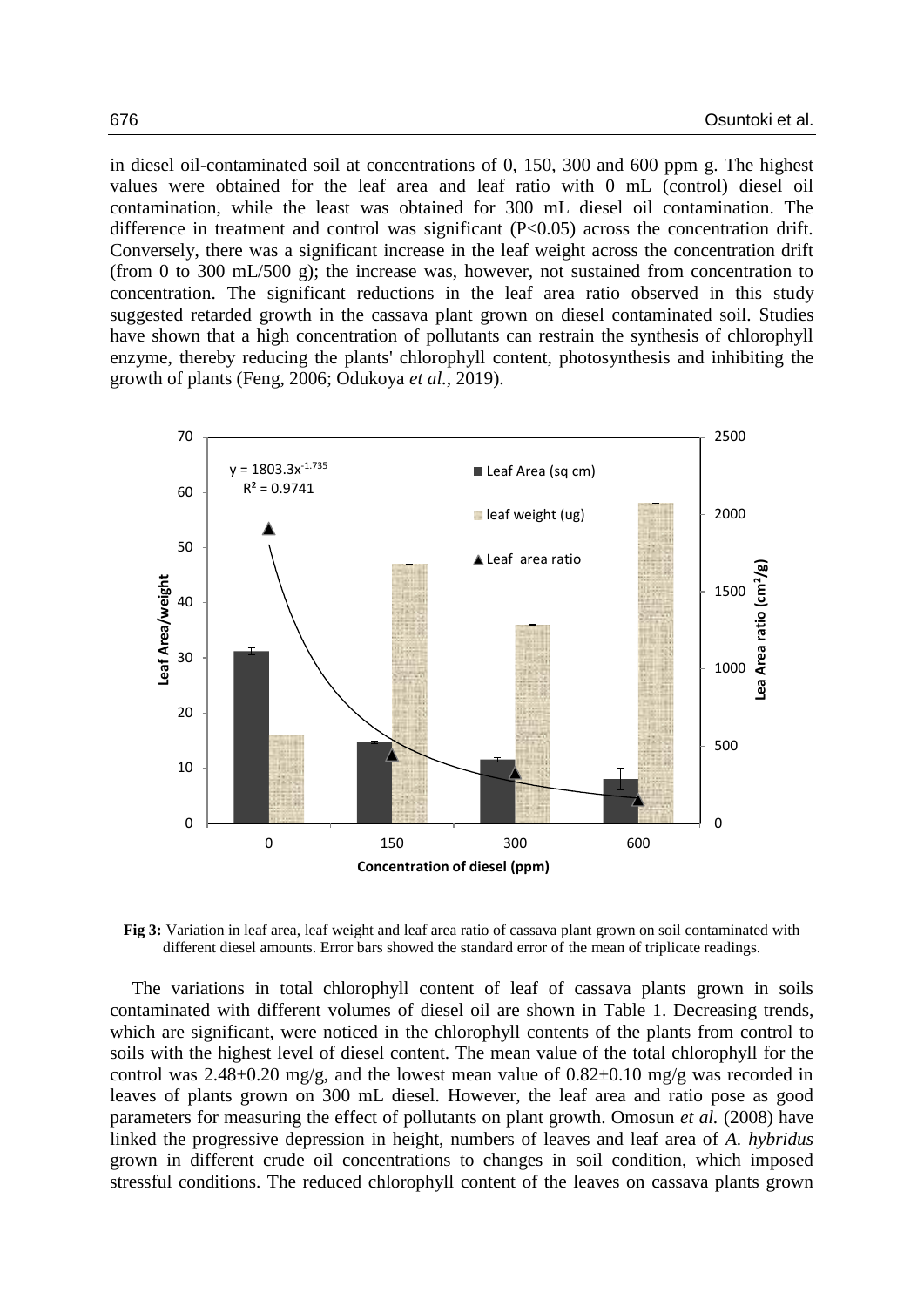in diesel oil-contaminated soil at concentrations of 0, 150, 300 and 600 ppm g. The highest values were obtained for the leaf area and leaf ratio with 0 mL (control) diesel oil contamination, while the least was obtained for 300 mL diesel oil contamination. The difference in treatment and control was significant ($P<0.05$) across the concentration drift. Conversely, there was a significant increase in the leaf weight across the concentration drift (from 0 to 300 mL/500 g); the increase was, however, not sustained from concentration to concentration. The significant reductions in the leaf area ratio observed in this study suggested retarded growth in the cassava plant grown on diesel contaminated soil. Studies have shown that a high concentration of pollutants can restrain the synthesis of chlorophyll enzyme, thereby reducing the plants' chlorophyll content, photosynthesis and inhibiting the growth of plants (Feng, 2006; Odukoya *et al.*, 2019).

**Fig 3:** Variation in leaf area, leaf weight and leaf area ratio of cassava plant grown on soil contaminated with different diesel amounts. Error bars showed the standard error of the mean of triplicate readings.

The variations in total chlorophyll content of leaf of cassava plants grown in soils contaminated with different volumes of diesel oil are shown in Table 1. Decreasing trends, which are significant, were noticed in the chlorophyll contents of the plants from control to soils with the highest level of diesel content. The mean value of the total chlorophyll for the control was 2.48±0.20 mg/g, and the lowest mean value of 0.82±0.10 mg/g was recorded in leaves of plants grown on 300 mL diesel. However, the leaf area and ratio pose as good parameters for measuring the effect of pollutants on plant growth. Omosun *et al.* (2008) have linked the progressive depression in height, numbers of leaves and leaf area of *A. hybridus* grown in different crude oil concentrations to changes in soil condition, which imposed stressful conditions. The reduced chlorophyll content of the leaves on cassava plants grown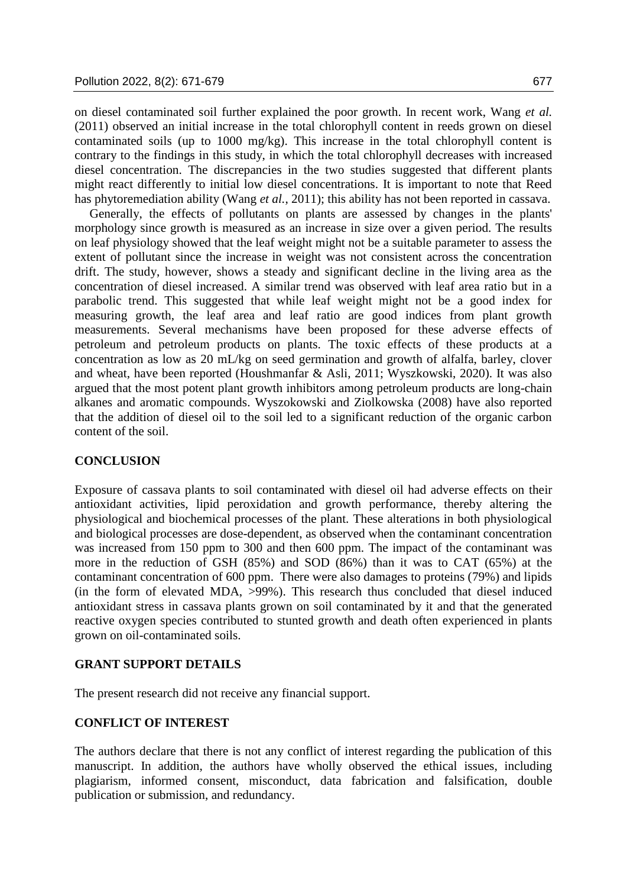on diesel contaminated soil further explained the poor growth. In recent work, Wang *et al.* (2011) observed an initial increase in the total chlorophyll content in reeds grown on diesel contaminated soils (up to 1000 mg/kg). This increase in the total chlorophyll content is contrary to the findings in this study, in which the total chlorophyll decreases with increased diesel concentration. The discrepancies in the two studies suggested that different plants might react differently to initial low diesel concentrations. It is important to note that Reed has phytoremediation ability (Wang *et al.*, 2011); this ability has not been reported in cassava.

Generally, the effects of pollutants on plants are assessed by changes in the plants' morphology since growth is measured as an increase in size over a given period. The results on leaf physiology showed that the leaf weight might not be a suitable parameter to assess the extent of pollutant since the increase in weight was not consistent across the concentration drift. The study, however, shows a steady and significant decline in the living area as the concentration of diesel increased. A similar trend was observed with leaf area ratio but in a parabolic trend. This suggested that while leaf weight might not be a good index for measuring growth, the leaf area and leaf ratio are good indices from plant growth measurements. Several mechanisms have been proposed for these adverse effects of petroleum and petroleum products on plants. The toxic effects of these products at a concentration as low as 20 mL/kg on seed germination and growth of alfalfa, barley, clover and wheat, have been reported (Houshmanfar & Asli, 2011; Wyszkowski, 2020). It was also argued that the most potent plant growth inhibitors among petroleum products are long-chain alkanes and aromatic compounds. Wyszokowski and Ziolkowska (2008) have also reported that the addition of diesel oil to the soil led to a significant reduction of the organic carbon content of the soil.

## CONCLUSION

Exposure of cassava plants to soil contaminated with diesel oil had adverse effects on their antioxidant activities, lipid peroxidation and growth performance, thereby altering the physiological and biochemical processes of the plant. These alterations in both physiological and biological processes are dose-dependent, as observed when the contaminant concentration was increased from 150 ppm to 300 and then 600 ppm. The impact of the contaminant was more in the reduction of GSH (85%) and SOD (86%) than it was to CAT (65%) at the contaminant concentration of 600 ppm. There were also damages to proteins (79%) and lipids (in the form of elevated MDA, >99%). This research thus concluded that diesel induced antioxidant stress in cassava plants grown on soil contaminated by it and that the generated reactive oxygen species contributed to stunted growth and death often experienced in plants grown on oil-contaminated soils.

## GRANT SUPPORT DETAILS

The present research did not receive any financial support.

## CONFLICT OF INTEREST

The authors declare that there is not any conflict of interest regarding the publication of this manuscript. In addition, the authors have wholly observed the ethical issues, including plagiarism, informed consent, misconduct, data fabrication and falsification, double publication or submission, and redundancy.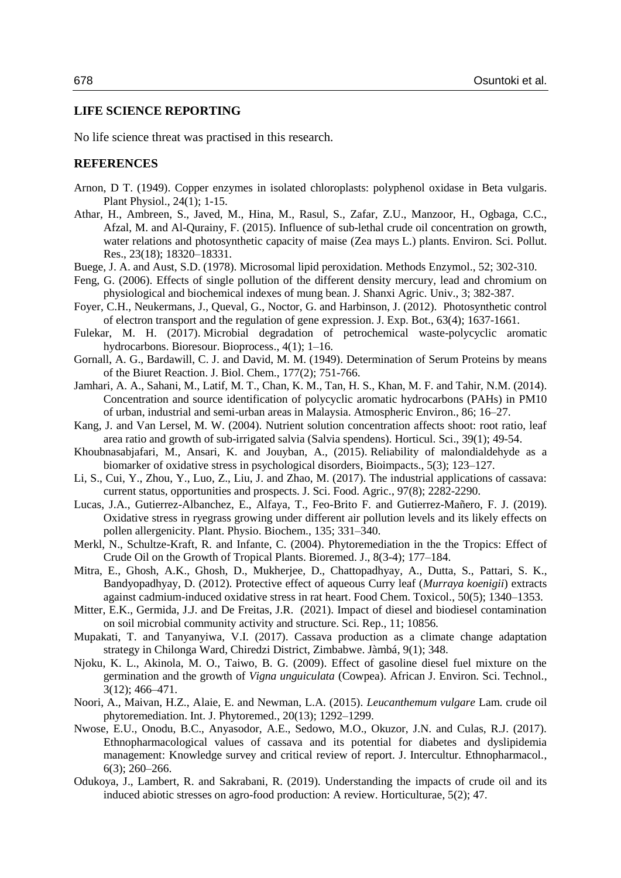## LIFE SCIENCE REPORTING

No life science threat was practised in this research.

## REFERENCES

- Arnon, D T. (1949). Copper enzymes in isolated chloroplasts: polyphenol oxidase in Beta vulgaris. Plant Physiol., 24(1); 1-15.
- Athar, H., Ambreen, S., Javed, M., Hina, M., Rasul, S., Zafar, Z.U., Manzoor, H., Ogbaga, C.C., Afzal, M. and Al-Qurainy, F. (2015). Influence of sub-lethal crude oil concentration on growth, water relations and photosynthetic capacity of maise (Zea mays L.) plants. Environ. Sci. Pollut. Res., 23(18); 18320–18331.
- Buege, J. A. and Aust, S.D. (1978). Microsomal lipid peroxidation. Methods Enzymol., 52; 302-310.
- Feng, G. (2006). Effects of single pollution of the different density mercury, lead and chromium on physiological and biochemical indexes of mung bean. J. Shanxi Agric. Univ., 3; 382-387.
- Foyer, C.H., Neukermans, J., Queval, G., Noctor, G. and Harbinson, J. (2012). Photosynthetic control of electron transport and the regulation of gene expression. J. Exp. Bot., 63(4); 1637-1661.
- Fulekar, M. H. (2017). Microbial degradation of petrochemical waste-polycyclic aromatic hydrocarbons. Bioresour. Bioprocess., 4(1); 1–16.
- Gornall, A. G., Bardawill, C. J. and David, M. M. (1949). Determination of Serum Proteins by means of the Biuret Reaction. J. Biol. Chem., 177(2); 751-766.
- Jamhari, A. A., Sahani, M., Latif, M. T., Chan, K. M., Tan, H. S., Khan, M. F. and Tahir, N.M. (2014). Concentration and source identification of polycyclic aromatic hydrocarbons (PAHs) in PM10 of urban, industrial and semi-urban areas in Malaysia. Atmospheric Environ., 86; 16–27.
- Kang, J. and Van Lersel, M. W. (2004). Nutrient solution concentration affects shoot: root ratio, leaf area ratio and growth of sub-irrigated salvia (Salvia spendens). Horticul. Sci., 39(1); 49-54.
- Khoubnasabjafari, M., Ansari, K. and Jouyban, A., (2015). Reliability of malondialdehyde as a biomarker of oxidative stress in psychological disorders, Bioimpacts., 5(3); 123–127.
- Li, S., Cui, Y., Zhou, Y., Luo, Z., Liu, J. and Zhao, M. (2017). The industrial applications of cassava: current status, opportunities and prospects. J. Sci. Food. Agric., 97(8); 2282-2290.
- Lucas, J.A., Gutierrez-Albanchez, E., Alfaya, T., Feo-Brito F. and Gutierrez-Mañero, F. J. (2019). Oxidative stress in ryegrass growing under different air pollution levels and its likely effects on pollen allergenicity. Plant. Physio. Biochem., 135; 331–340.
- Merkl, N., Schultze-Kraft, R. and Infante, C. (2004). Phytoremediation in the the Tropics: Effect of Crude Oil on the Growth of Tropical Plants. Bioremed. J., 8(3-4); 177–184.
- Mitra, E., Ghosh, A.K., Ghosh, D., Mukherjee, D., Chattopadhyay, A., Dutta, S., Pattari, S. K., Bandyopadhyay, D. (2012). Protective effect of aqueous Curry leaf (*Murraya koenigii*) extracts against cadmium-induced oxidative stress in rat heart. Food Chem. Toxicol., 50(5); 1340–1353.
- Mitter, E.K., Germida, J.J. and De Freitas, J.R. (2021). Impact of diesel and biodiesel contamination on soil microbial community activity and structure. Sci. Rep., 11; 10856.
- Mupakati, T. and Tanyanyiwa, V.I. (2017). Cassava production as a climate change adaptation strategy in Chilonga Ward, Chiredzi District, Zimbabwe. Jàmbá, 9(1); 348.
- Njoku, K. L., Akinola, M. O., Taiwo, B. G. (2009). Effect of gasoline diesel fuel mixture on the germination and the growth of *Vigna unguiculata* (Cowpea). African J. Environ. Sci. Technol., 3(12); 466–471.
- Noori, A., Maivan, H.Z., Alaie, E. and Newman, L.A. (2015). *Leucanthemum vulgare* Lam. crude oil phytoremediation. Int. J. Phytoremed., 20(13); 1292–1299.
- Nwose, E.U., Onodu, B.C., Anyasodor, A.E., Sedowo, M.O., Okuzor, J.N. and Culas, R.J. (2017). Ethnopharmacological values of cassava and its potential for diabetes and dyslipidemia management: Knowledge survey and critical review of report. J. Intercultur. Ethnopharmacol., 6(3); 260–266.
- Odukoya, J., Lambert, R. and Sakrabani, R. (2019). Understanding the impacts of crude oil and its induced abiotic stresses on agro-food production: A review. Horticulturae, 5(2); 47.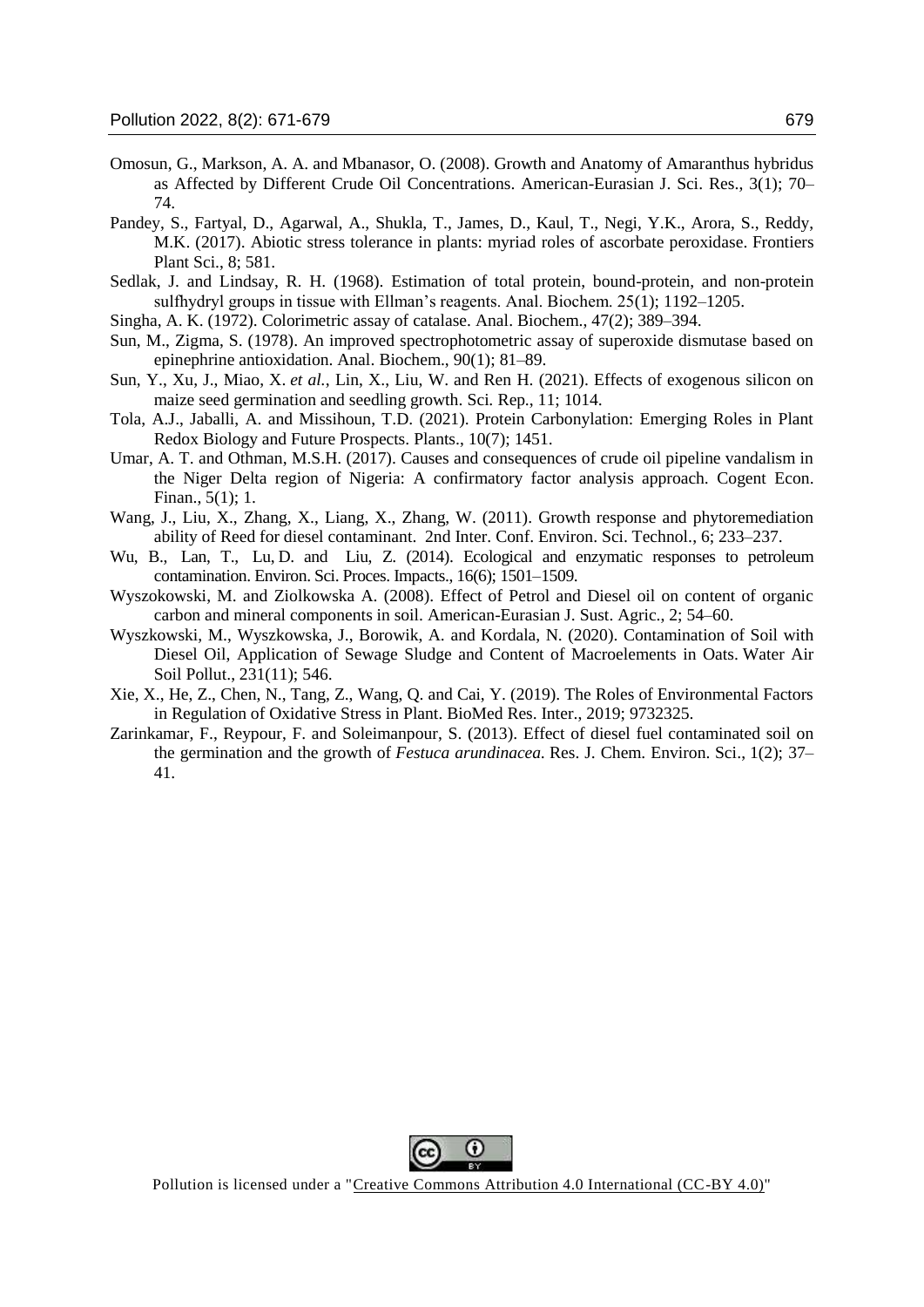Omosun, G., Markson, A. A. and Mbanasor, O. (2008). Growth and Anatomy of Amaranthus hybridus as Affected by Different Crude Oil Concentrations. American-Eurasian J. Sci. Res., 3(1); 70–74.

Pandey, S., Fartyal, D., Agarwal, A., Shukla, T., James, D., Kaul, T., Negi, Y.K., Arora, S., Reddy, M.K. (2017). Abiotic stress tolerance in plants: myriad roles of ascorbate peroxidase. Frontiers Plant Sci., 8; 581.

Sedlak, J. and Lindsay, R. H. (1968). Estimation of total protein, bound-protein, and non-protein sulfhydryl groups in tissue with Ellman's reagents. Anal. Biochem. 25(1); 1192–1205.

Singha, A. K. (1972). Colorimetric assay of catalase. Anal. Biochem., 47(2); 389–394.

Sun, M., Zigma, S. (1978). An improved spectrophotometric assay of superoxide dismutase based on epinephrine antioxidation. Anal. Biochem., 90(1); 81–89.

Sun, Y., Xu, J., Miao, X. *et al.*, Lin, X., Liu, W. and Ren H. (2021). Effects of exogenous silicon on maize seed germination and seedling growth. Sci. Rep., 11; 1014.

Tola, A.J., Jaballi, A. and Missihoun, T.D. (2021). Protein Carbonylation: Emerging Roles in Plant Redox Biology and Future Prospects. Plants., 10(7); 1451.

Umar, A. T. and Othman, M.S.H. (2017). Causes and consequences of crude oil pipeline vandalism in the Niger Delta region of Nigeria: A confirmatory factor analysis approach. Cogent Econ. Finan., 5(1); 1.

Wang, J., Liu, X., Zhang, X., Liang, X., Zhang, W. (2011). Growth response and phytoremediation ability of Reed for diesel contaminant. 2nd Inter. Conf. Environ. Sci. Technol., 6; 233–237.

Wu, B., Lan, T., Lu, D. and Liu, Z. (2014). Ecological and enzymatic responses to petroleum contamination. Environ. Sci. Proces. Impacts., 16(6); 1501–1509.

Wyszokowski, M. and Ziolkowska A. (2008). Effect of Petrol and Diesel oil on content of organic carbon and mineral components in soil. American-Eurasian J. Sust. Agric., 2; 54–60.

Wyszkowski, M., Wyszkowska, J., Borowik, A. and Kordala, N. (2020). Contamination of Soil with Diesel Oil, Application of Sewage Sludge and Content of Macroelements in Oats. Water Air Soil Pollut., 231(11); 546.

Xie, X., He, Z., Chen, N., Tang, Z., Wang, Q. and Cai, Y. (2019). The Roles of Environmental Factors in Regulation of Oxidative Stress in Plant. BioMed Res. Inter., 2019; 9732325.

Zarinkamar, F., Reypour, F. and Soleimanpour, S. (2013). Effect of diesel fuel contaminated soil on the germination and the growth of *Festuca arundinacea*. Res. J. Chem. Environ. Sci., 1(2); 37–41.

Pollution is licensed under a "Creative Commons Attribution 4.0 International (CC-BY 4.0)"